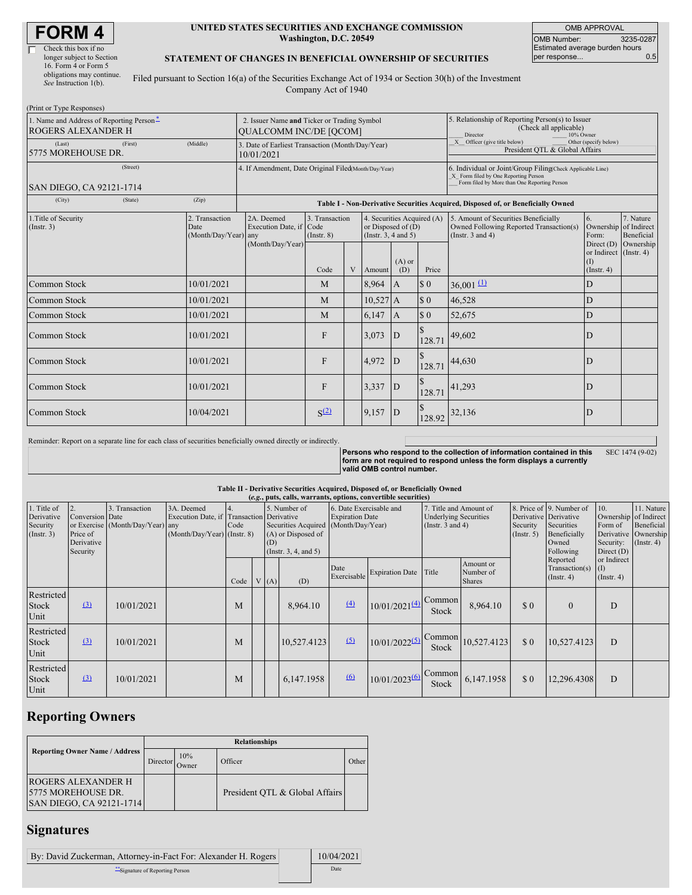# FORM 4

Check this box if no longer subject to Section 16. Form 4 or Form 5 obligations may continue. *See* Instruction 1(b).

**UNITED STATES SECURITIES AND EXCHANGE COMMISSION**
**Washington, D.C. 20549**

**STATEMENT OF CHANGES IN BENEFICIAL OWNERSHIP OF SECURITIES**

Filed pursuant to Section 16(a) of the Securities Exchange Act of 1934 or Section 30(h) of the Investment Company Act of 1940

| OMB APPROVAL | |
|---|---|
| OMB Number: | 3235-0287 |
| Estimated average burden hours per response... | 0.5 |

(Print or Type Responses)

| | | |
|---|---|---|
| 1. Name and Address of Reporting Person* ROGERS ALEXANDER H | 2. Issuer Name **and** Ticker or Trading Symbol QUALCOMM INC/DE [QCOM] | 5. Relationship of Reporting Person(s) to Issuer (Check all applicable) ___ Director ___ 10% Owner _X_ Officer (give title below) ___ Other (specify below) President QTL & Global Affairs |
| (Last) (First) (Middle) 5775 MOREHOUSE DR. | 3. Date of Earliest Transaction (Month/Day/Year) 10/01/2021 | |
| (Street) SAN DIEGO, CA 92121-1714 | 4. If Amendment, Date Original Filed (Month/Day/Year) | 6. Individual or Joint/Group Filing (Check Applicable Line) _X_ Form filed by One Reporting Person ___ Form filed by More than One Reporting Person |
| (City) (State) (Zip) | | |

**Table I - Non-Derivative Securities Acquired, Disposed of, or Beneficially Owned**

| 1.Title of Security (Instr. 3) | 2. Transaction Date (Month/Day/Year) | 2A. Deemed Execution Date, if any (Month/Day/Year) | 3. Transaction Code (Instr. 8) Code | V | 4. Securities Acquired (A) or Disposed of (D) (Instr. 3, 4 and 5) Amount | (A) or (D) | Price | 5. Amount of Securities Beneficially Owned Following Reported Transaction(s) (Instr. 3 and 4) | 6. Ownership Form: Direct (D) or Indirect (I) (Instr. 4) | 7. Nature of Indirect Beneficial Ownership (Instr. 4) |
|---|---|---|---|---|---|---|---|---|---|---|
| Common Stock | 10/01/2021 | | M | | 8,964 | A | $ 0 | 36,001 (1) | D | |
| Common Stock | 10/01/2021 | | M | | 10,527 | A | $ 0 | 46,528 | D | |
| Common Stock | 10/01/2021 | | M | | 6,147 | A | $ 0 | 52,675 | D | |
| Common Stock | 10/01/2021 | | F | | 3,073 | D | $ 128.71 | 49,602 | D | |
| Common Stock | 10/01/2021 | | F | | 4,972 | D | $ 128.71 | 44,630 | D | |
| Common Stock | 10/01/2021 | | F | | 3,337 | D | $ 128.71 | 41,293 | D | |
| Common Stock | 10/04/2021 | | S(2) | | 9,157 | D | $ 128.92 | 32,136 | D | |

Reminder: Report on a separate line for each class of securities beneficially owned directly or indirectly.

**Persons who respond to the collection of information contained in this form are not required to respond unless the form displays a currently valid OMB control number.** SEC 1474 (9-02)

**Table II - Derivative Securities Acquired, Disposed of, or Beneficially Owned**
**(*e.g.*, puts, calls, warrants, options, convertible securities)**

| 1. Title of Derivative Security (Instr. 3) | 2. Conversion or Exercise Price of Derivative Security | 3. Transaction Date (Month/Day/Year) | 3A. Deemed Execution Date, if any (Month/Day/Year) | 4. Transaction Code (Instr. 8) Code | V | 5. Number of Derivative Securities Acquired (A) or Disposed of (D) (Instr. 3, 4, and 5) (A) | (D) | 6. Date Exercisable and Expiration Date (Month/Day/Year) Date Exercisable | Expiration Date | 7. Title and Amount of Underlying Securities (Instr. 3 and 4) Title | Amount or Number of Shares | 8. Price of Derivative Security (Instr. 5) | 9. Number of Derivative Securities Beneficially Owned Following Reported Transaction(s) (Instr. 4) | 10. Ownership Form of Derivative Security: Direct (D) or Indirect (I) (Instr. 4) | 11. Nature of Indirect Beneficial Ownership (Instr. 4) |
|---|---|---|---|---|---|---|---|---|---|---|---|---|---|---|---|
| Restricted Stock Unit | (3) | 10/01/2021 | | M | | | 8,964.10 | (4) | 10/01/2021(4) | Common Stock | 8,964.10 | $ 0 | 0 | D | |
| Restricted Stock Unit | (3) | 10/01/2021 | | M | | | 10,527.4123 | (5) | 10/01/2022(5) | Common Stock | 10,527.4123 | $ 0 | 10,527.4123 | D | |
| Restricted Stock Unit | (3) | 10/01/2021 | | M | | | 6,147.1958 | (6) | 10/01/2023(6) | Common Stock | 6,147.1958 | $ 0 | 12,296.4308 | D | |

## Reporting Owners

| Reporting Owner Name / Address | Relationships | | | |
|---|---|---|---|---|
| | Director | 10% Owner | Officer | Other |
| ROGERS ALEXANDER H 5775 MOREHOUSE DR. SAN DIEGO, CA 92121-1714 | | | President QTL & Global Affairs | |

## Signatures

| | |
|---|---|
| By: David Zuckerman, Attorney-in-Fact For: Alexander H. Rogers | 10/04/2021 |
| **Signature of Reporting Person | Date |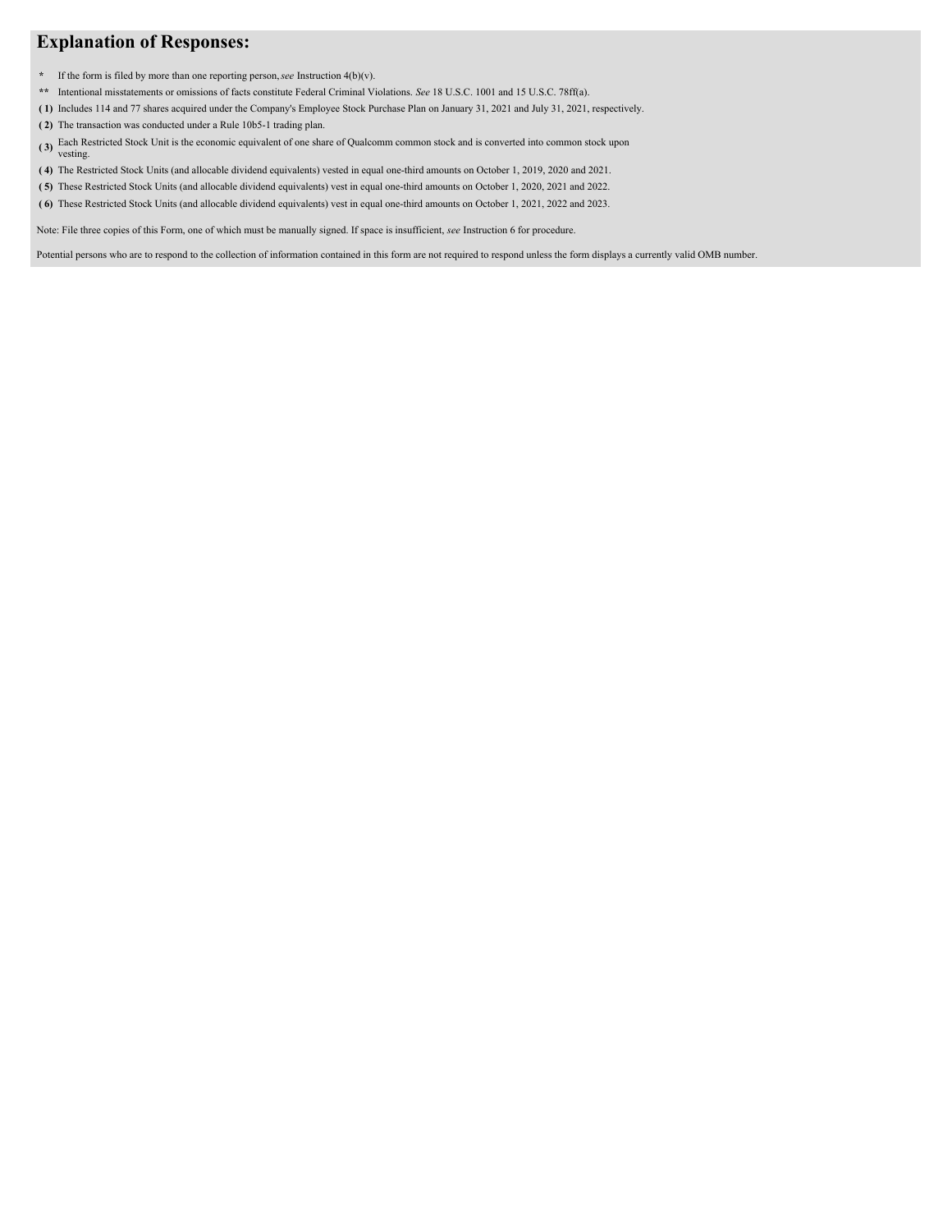## Explanation of Responses:

\* If the form is filed by more than one reporting person, *see* Instruction 4(b)(v).

\*\* Intentional misstatements or omissions of facts constitute Federal Criminal Violations. *See* 18 U.S.C. 1001 and 15 U.S.C. 78ff(a).

( 1) Includes 114 and 77 shares acquired under the Company's Employee Stock Purchase Plan on January 31, 2021 and July 31, 2021, respectively.

( 2) The transaction was conducted under a Rule 10b5-1 trading plan.

( 3) Each Restricted Stock Unit is the economic equivalent of one share of Qualcomm common stock and is converted into common stock upon vesting.

( 4) The Restricted Stock Units (and allocable dividend equivalents) vested in equal one-third amounts on October 1, 2019, 2020 and 2021.

( 5) These Restricted Stock Units (and allocable dividend equivalents) vest in equal one-third amounts on October 1, 2020, 2021 and 2022.

( 6) These Restricted Stock Units (and allocable dividend equivalents) vest in equal one-third amounts on October 1, 2021, 2022 and 2023.

Note: File three copies of this Form, one of which must be manually signed. If space is insufficient, *see* Instruction 6 for procedure.

Potential persons who are to respond to the collection of information contained in this form are not required to respond unless the form displays a currently valid OMB number.